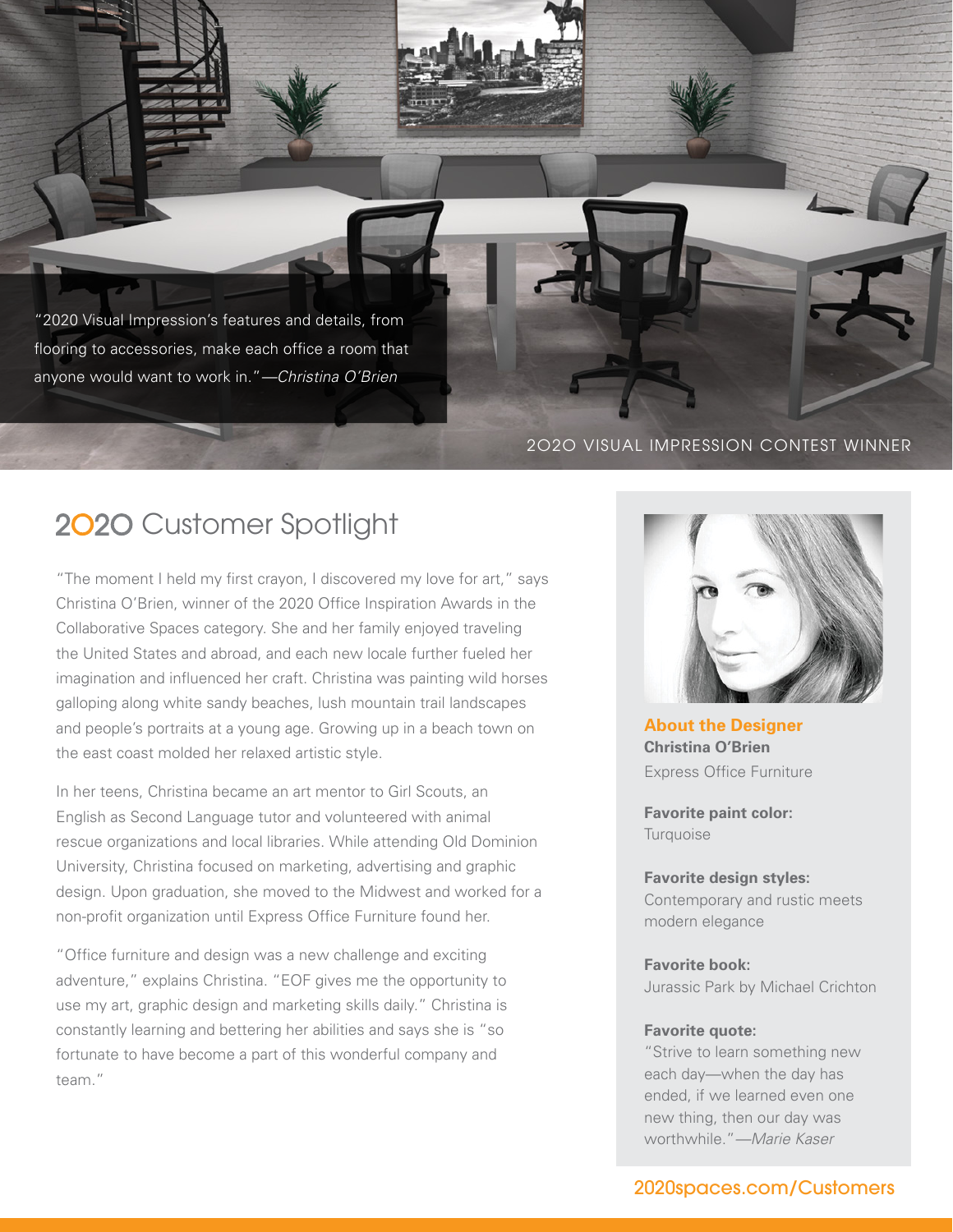"2020 Visual Impression's features and details, from flooring to accessories, make each office a room that anyone would want to work in." *—Christina O'Brien*

2020 VISUAL IMPRESSION CONTEST WINNER

# 2020 Customer Spotlight

"The moment I held my first crayon, I discovered my love for art," says Christina O'Brien, winner of the 2020 Office Inspiration Awards in the Collaborative Spaces category. She and her family enjoyed traveling the United States and abroad, and each new locale further fueled her imagination and influenced her craft. Christina was painting wild horses galloping along white sandy beaches, lush mountain trail landscapes and people's portraits at a young age. Growing up in a beach town on the east coast molded her relaxed artistic style.

In her teens, Christina became an art mentor to Girl Scouts, an English as Second Language tutor and volunteered with animal rescue organizations and local libraries. While attending Old Dominion University, Christina focused on marketing, advertising and graphic design. Upon graduation, she moved to the Midwest and worked for a non-profit organization until Express Office Furniture found her.

"Office furniture and design was a new challenge and exciting adventure," explains Christina. "EOF gives me the opportunity to use my art, graphic design and marketing skills daily." Christina is constantly learning and bettering her abilities and says she is "so fortunate to have become a part of this wonderful company and team."

## About the Designer

**Christina O'Brien**
Express Office Furniture

**Favorite paint color:**
Turquoise

**Favorite design styles:**
Contemporary and rustic meets modern elegance

**Favorite book:**
Jurassic Park by Michael Crichton

**Favorite quote:**
"Strive to learn something new each day—when the day has ended, if we learned even one new thing, then our day was worthwhile." *—Marie Kaser*

2020spaces.com/Customers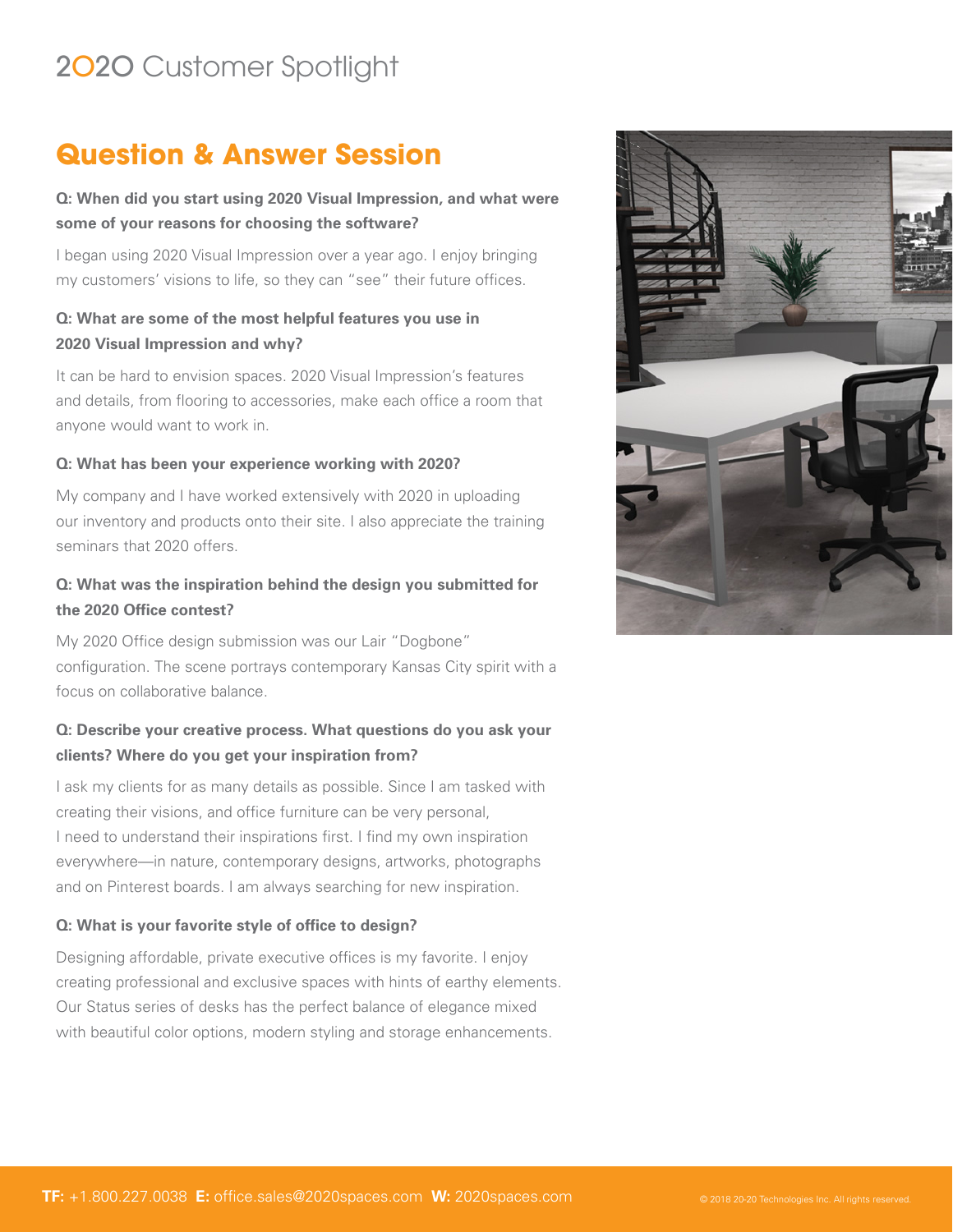# 2020 Customer Spotlight

## Question & Answer Session

**Q: When did you start using 2020 Visual Impression, and what were some of your reasons for choosing the software?**

I began using 2020 Visual Impression over a year ago. I enjoy bringing my customers' visions to life, so they can "see" their future offices.

**Q: What are some of the most helpful features you use in 2020 Visual Impression and why?**

It can be hard to envision spaces. 2020 Visual Impression's features and details, from flooring to accessories, make each office a room that anyone would want to work in.

**Q: What has been your experience working with 2020?**

My company and I have worked extensively with 2020 in uploading our inventory and products onto their site. I also appreciate the training seminars that 2020 offers.

**Q: What was the inspiration behind the design you submitted for the 2020 Office contest?**

My 2020 Office design submission was our Lair "Dogbone" configuration. The scene portrays contemporary Kansas City spirit with a focus on collaborative balance.

**Q: Describe your creative process. What questions do you ask your clients? Where do you get your inspiration from?**

I ask my clients for as many details as possible. Since I am tasked with creating their visions, and office furniture can be very personal, I need to understand their inspirations first. I find my own inspiration everywhere—in nature, contemporary designs, artworks, photographs and on Pinterest boards. I am always searching for new inspiration.

**Q: What is your favorite style of office to design?**

Designing affordable, private executive offices is my favorite. I enjoy creating professional and exclusive spaces with hints of earthy elements. Our Status series of desks has the perfect balance of elegance mixed with beautiful color options, modern styling and storage enhancements.

**TF:** +1.800.227.0038 **E:** office.sales@2020spaces.com **W:** 2020spaces.com

© 2018 20-20 Technologies Inc. All rights reserved.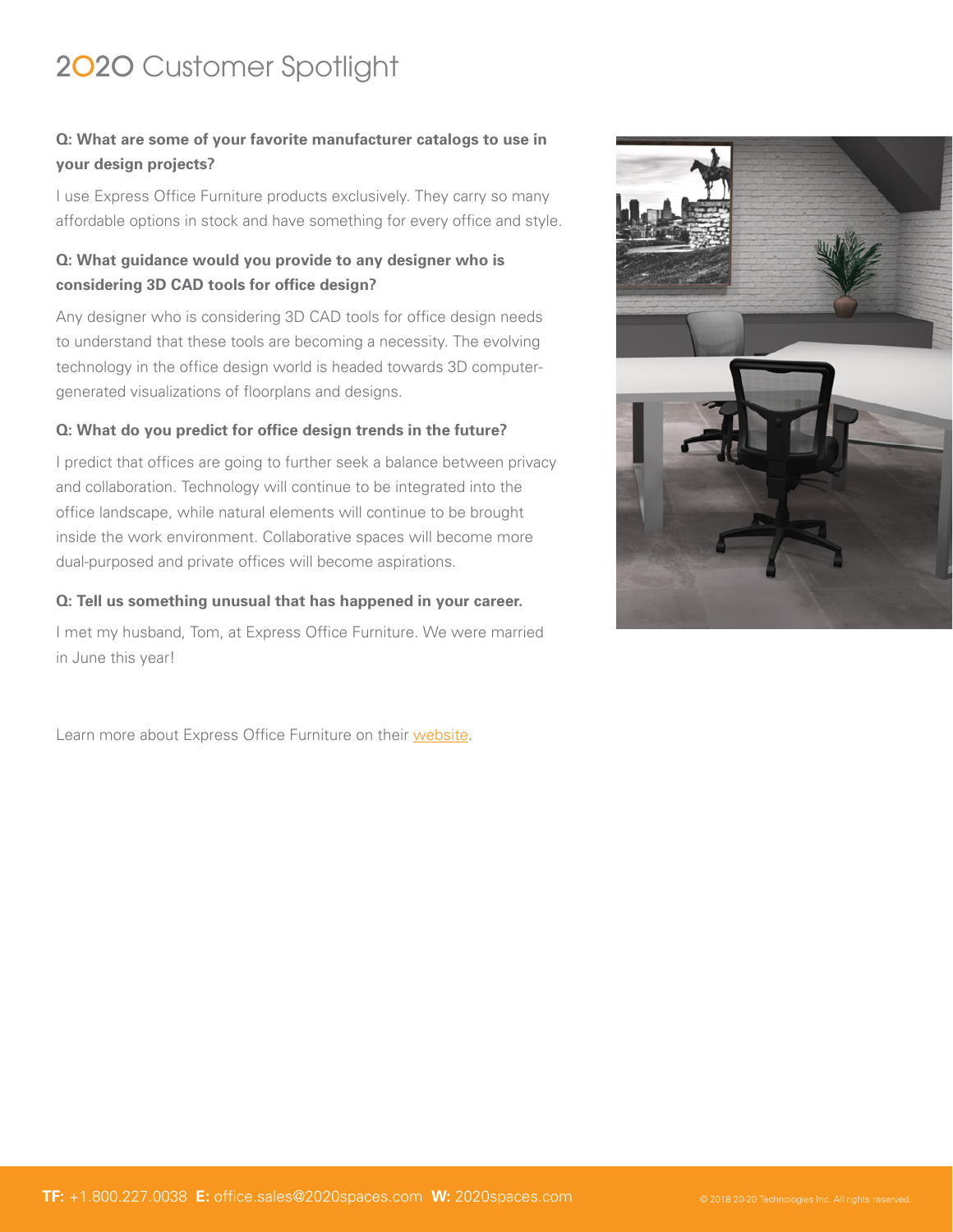# 2020 Customer Spotlight

**Q: What are some of your favorite manufacturer catalogs to use in your design projects?**

I use Express Office Furniture products exclusively. They carry so many affordable options in stock and have something for every office and style.

**Q: What guidance would you provide to any designer who is considering 3D CAD tools for office design?**

Any designer who is considering 3D CAD tools for office design needs to understand that these tools are becoming a necessity. The evolving technology in the office design world is headed towards 3D computer-generated visualizations of floorplans and designs.

**Q: What do you predict for office design trends in the future?**

I predict that offices are going to further seek a balance between privacy and collaboration. Technology will continue to be integrated into the office landscape, while natural elements will continue to be brought inside the work environment. Collaborative spaces will become more dual-purposed and private offices will become aspirations.

**Q: Tell us something unusual that has happened in your career.**

I met my husband, Tom, at Express Office Furniture. We were married in June this year!

Learn more about Express Office Furniture on their website.